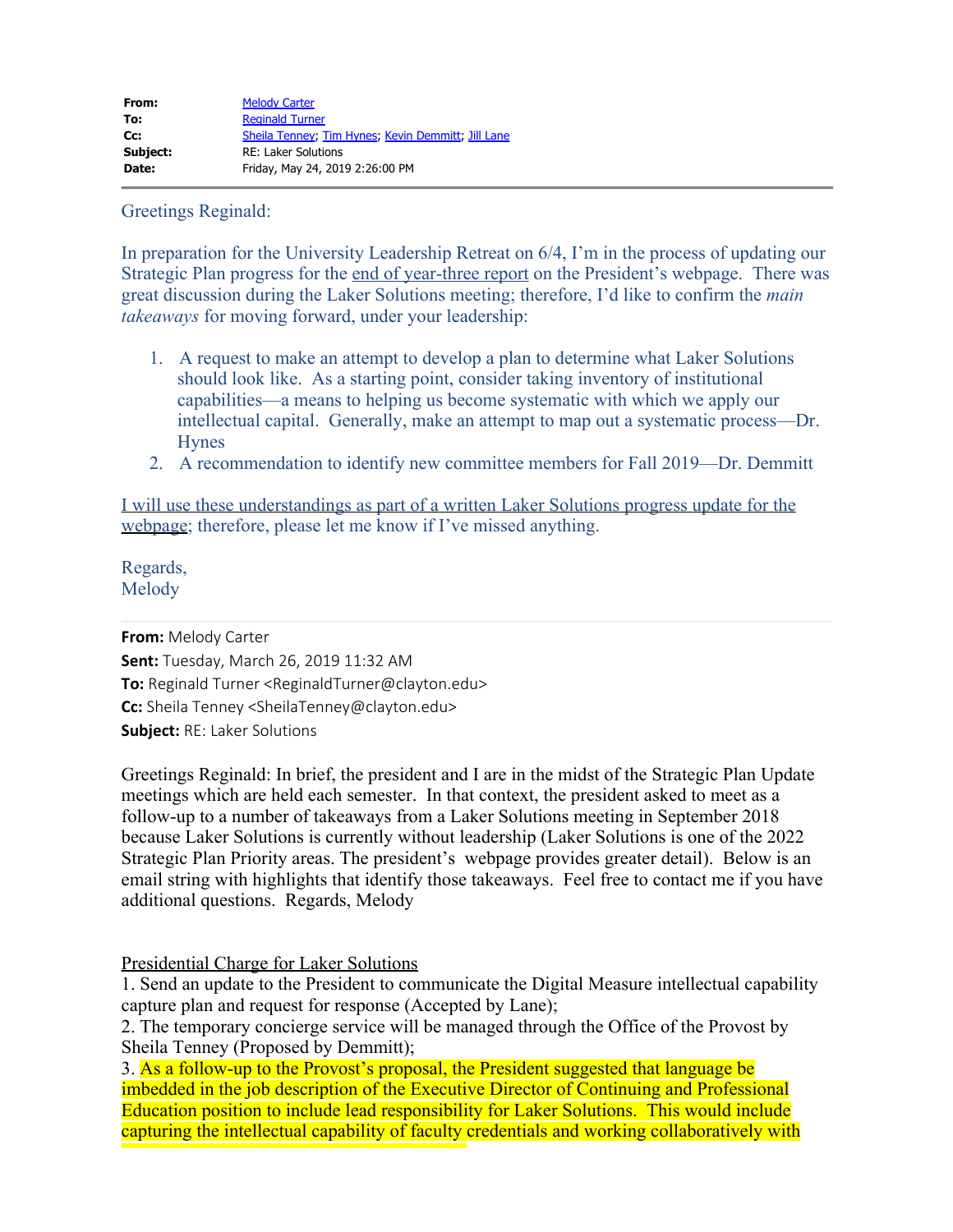| | |
|---|---|
| **From:** | Melody Carter |
| **To:** | Reginald Turner |
| **Cc:** | Sheila Tenney; Tim Hynes; Kevin Demmitt; Jill Lane |
| **Subject:** | RE: Laker Solutions |
| **Date:** | Friday, May 24, 2019 2:26:00 PM |

---

Greetings Reginald:

In preparation for the University Leadership Retreat on 6/4, I'm in the process of updating our Strategic Plan progress for the end of year-three report on the President's webpage. There was great discussion during the Laker Solutions meeting; therefore, I'd like to confirm the *main takeaways* for moving forward, under your leadership:

1. A request to make an attempt to develop a plan to determine what Laker Solutions should look like. As a starting point, consider taking inventory of institutional capabilities—a means to helping us become systematic with which we apply our intellectual capital. Generally, make an attempt to map out a systematic process—Dr. Hynes
2. A recommendation to identify new committee members for Fall 2019—Dr. Demmitt

I will use these understandings as part of a written Laker Solutions progress update for the webpage; therefore, please let me know if I've missed anything.

Regards,
Melody

---

**From:** Melody Carter
**Sent:** Tuesday, March 26, 2019 11:32 AM
**To:** Reginald Turner <ReginaldTurner@clayton.edu>
**Cc:** Sheila Tenney <SheilaTenney@clayton.edu>
**Subject:** RE: Laker Solutions

Greetings Reginald: In brief, the president and I are in the midst of the Strategic Plan Update meetings which are held each semester. In that context, the president asked to meet as a follow-up to a number of takeaways from a Laker Solutions meeting in September 2018 because Laker Solutions is currently without leadership (Laker Solutions is one of the 2022 Strategic Plan Priority areas. The president's webpage provides greater detail). Below is an email string with highlights that identify those takeaways. Feel free to contact me if you have additional questions. Regards, Melody

Presidential Charge for Laker Solutions
1. Send an update to the President to communicate the Digital Measure intellectual capability capture plan and request for response (Accepted by Lane);
2. The temporary concierge service will be managed through the Office of the Provost by Sheila Tenney (Proposed by Demmitt);
3. As a follow-up to the Provost's proposal, the President suggested that language be imbedded in the job description of the Executive Director of Continuing and Professional Education position to include lead responsibility for Laker Solutions. This would include capturing the intellectual capability of faculty credentials and working collaboratively with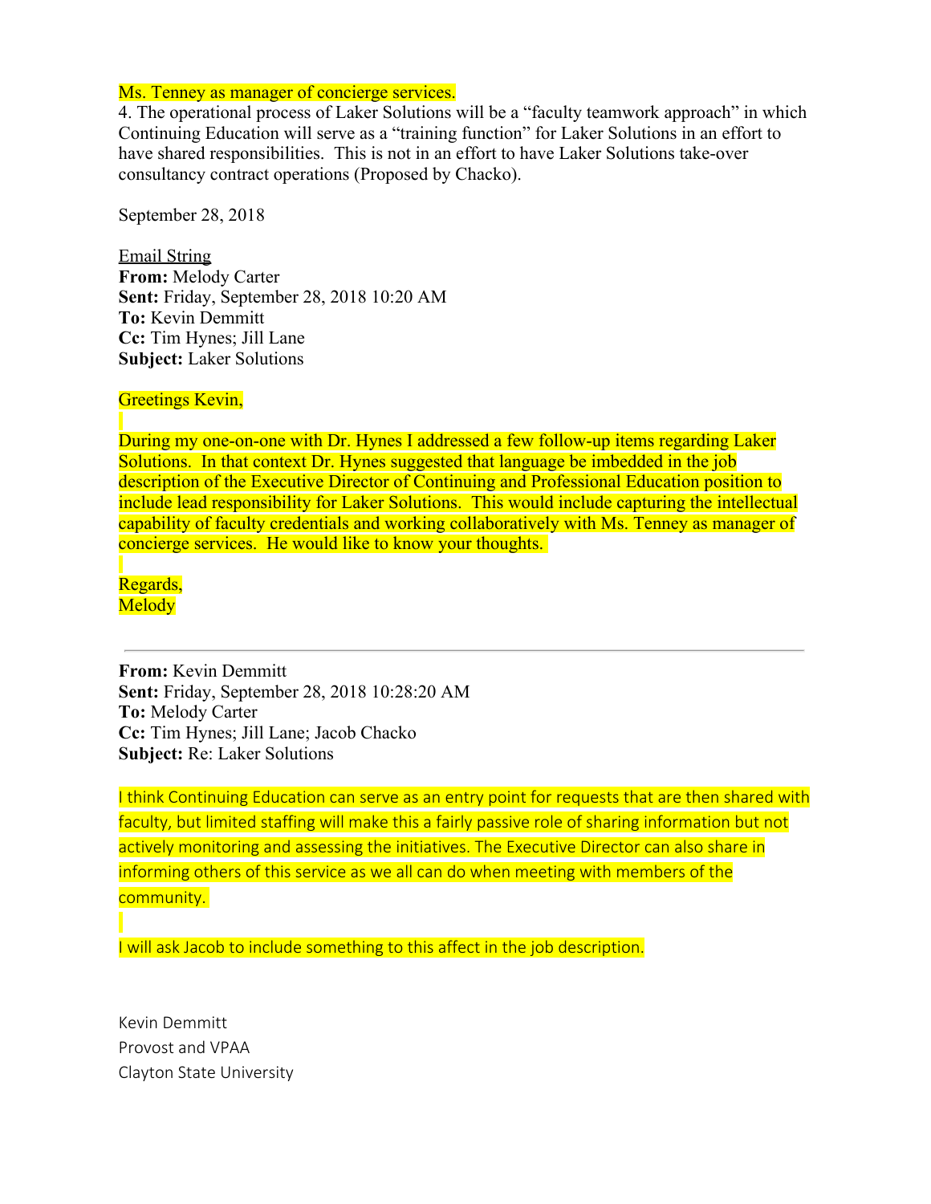Ms. Tenney as manager of concierge services.

4. The operational process of Laker Solutions will be a "faculty teamwork approach" in which Continuing Education will serve as a "training function" for Laker Solutions in an effort to have shared responsibilities. This is not in an effort to have Laker Solutions take-over consultancy contract operations (Proposed by Chacko).

September 28, 2018

Email String

**From:** Melody Carter
**Sent:** Friday, September 28, 2018 10:20 AM
**To:** Kevin Demmitt
**Cc:** Tim Hynes; Jill Lane
**Subject:** Laker Solutions

Greetings Kevin,

During my one-on-one with Dr. Hynes I addressed a few follow-up items regarding Laker Solutions. In that context Dr. Hynes suggested that language be imbedded in the job description of the Executive Director of Continuing and Professional Education position to include lead responsibility for Laker Solutions. This would include capturing the intellectual capability of faculty credentials and working collaboratively with Ms. Tenney as manager of concierge services. He would like to know your thoughts.

Regards,
Melody

---

**From:** Kevin Demmitt
**Sent:** Friday, September 28, 2018 10:28:20 AM
**To:** Melody Carter
**Cc:** Tim Hynes; Jill Lane; Jacob Chacko
**Subject:** Re: Laker Solutions

I think Continuing Education can serve as an entry point for requests that are then shared with faculty, but limited staffing will make this a fairly passive role of sharing information but not actively monitoring and assessing the initiatives. The Executive Director can also share in informing others of this service as we all can do when meeting with members of the community.

I will ask Jacob to include something to this affect in the job description.

Kevin Demmitt
Provost and VPAA
Clayton State University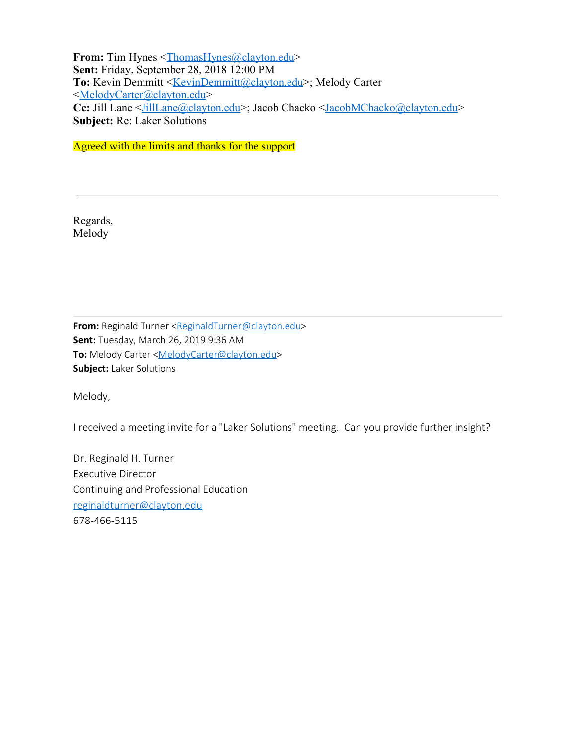**From:** Tim Hynes <ThomasHynes@clayton.edu>
**Sent:** Friday, September 28, 2018 12:00 PM
**To:** Kevin Demmitt <KevinDemmitt@clayton.edu>; Melody Carter <MelodyCarter@clayton.edu>
**Cc:** Jill Lane <JillLane@clayton.edu>; Jacob Chacko <JacobMChacko@clayton.edu>
**Subject:** Re: Laker Solutions

Agreed with the limits and thanks for the support

---

Regards,
Melody

---

**From:** Reginald Turner <ReginaldTurner@clayton.edu>
**Sent:** Tuesday, March 26, 2019 9:36 AM
**To:** Melody Carter <MelodyCarter@clayton.edu>
**Subject:** Laker Solutions

Melody,

I received a meeting invite for a "Laker Solutions" meeting. Can you provide further insight?

Dr. Reginald H. Turner
Executive Director
Continuing and Professional Education
reginaldturner@clayton.edu
678-466-5115